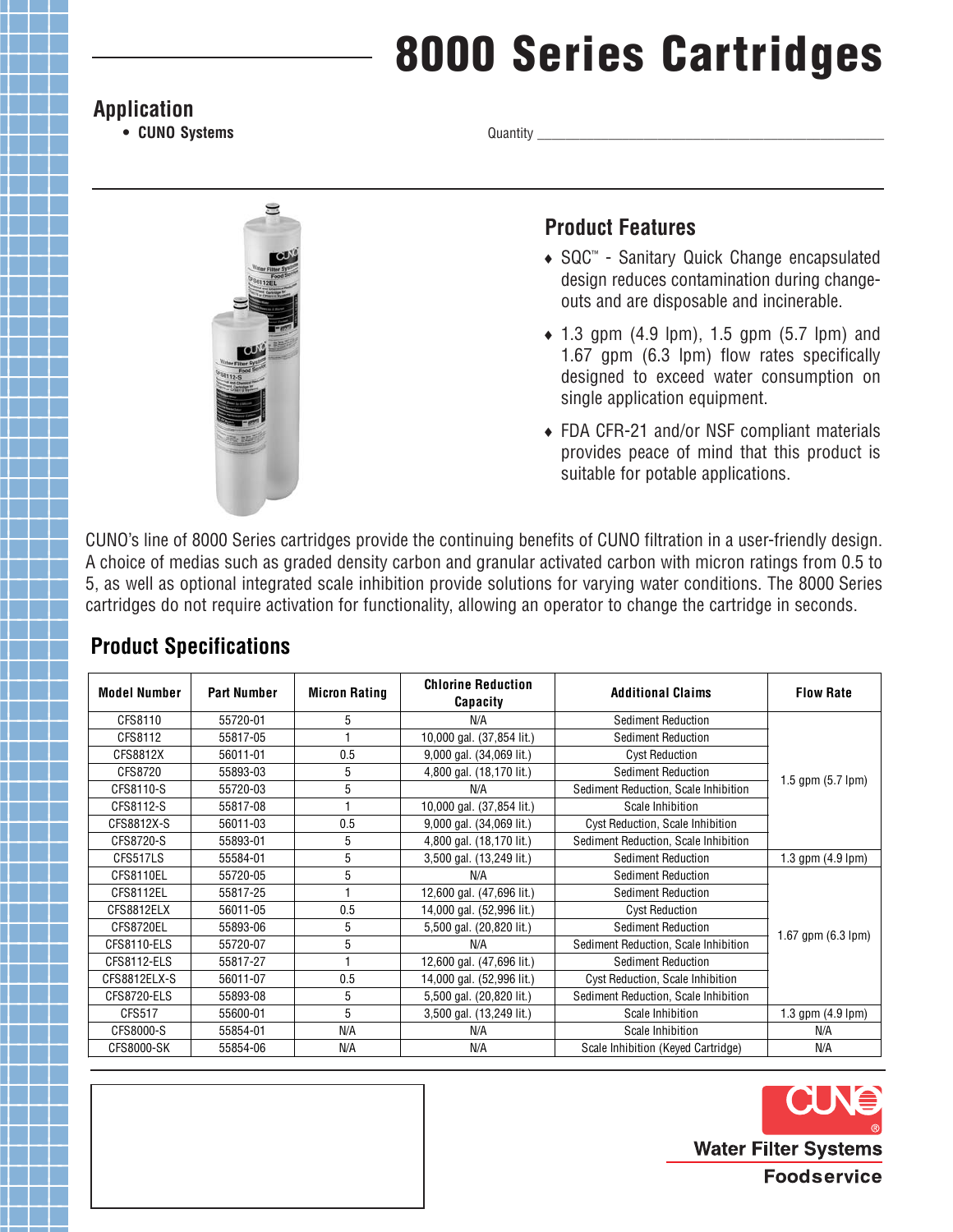# 8000 Series Cartridges

## Application

- **CUNO Systems**

Quantity ______________________________

## Product Features

- SQC™ - Sanitary Quick Change encapsulated design reduces contamination during change-outs and are disposable and incinerable.
- 1.3 gpm (4.9 lpm), 1.5 gpm (5.7 lpm) and 1.67 gpm (6.3 lpm) flow rates specifically designed to exceed water consumption on single application equipment.
- FDA CFR-21 and/or NSF compliant materials provides peace of mind that this product is suitable for potable applications.

CUNO's line of 8000 Series cartridges provide the continuing benefits of CUNO filtration in a user-friendly design. A choice of medias such as graded density carbon and granular activated carbon with micron ratings from 0.5 to 5, as well as optional integrated scale inhibition provide solutions for varying water conditions. The 8000 Series cartridges do not require activation for functionality, allowing an operator to change the cartridge in seconds.

## Product Specifications

| Model Number | Part Number | Micron Rating | Chlorine Reduction Capacity | Additional Claims | Flow Rate |
|---|---|---|---|---|---|
| CFS8110 | 55720-01 | 5 | N/A | Sediment Reduction | 1.5 gpm (5.7 lpm) |
| CFS8112 | 55817-05 | 1 | 10,000 gal. (37,854 lit.) | Sediment Reduction | |
| CFS8812X | 56011-01 | 0.5 | 9,000 gal. (34,069 lit.) | Cyst Reduction | |
| CFS8720 | 55893-03 | 5 | 4,800 gal. (18,170 lit.) | Sediment Reduction | |
| CFS8110-S | 55720-03 | 5 | N/A | Sediment Reduction, Scale Inhibition | |
| CFS8112-S | 55817-08 | 1 | 10,000 gal. (37,854 lit.) | Scale Inhibition | |
| CFS8812X-S | 56011-03 | 0.5 | 9,000 gal. (34,069 lit.) | Cyst Reduction, Scale Inhibition | |
| CFS8720-S | 55893-01 | 5 | 4,800 gal. (18,170 lit.) | Sediment Reduction, Scale Inhibition | |
| CFS517LS | 55584-01 | 5 | 3,500 gal. (13,249 lit.) | Sediment Reduction | 1.3 gpm (4.9 lpm) |
| CFS8110EL | 55720-05 | 5 | N/A | Sediment Reduction | 1.67 gpm (6.3 lpm) |
| CFS8112EL | 55817-25 | 1 | 12,600 gal. (47,696 lit.) | Sediment Reduction | |
| CFS8812ELX | 56011-05 | 0.5 | 14,000 gal. (52,996 lit.) | Cyst Reduction | |
| CFS8720EL | 55893-06 | 5 | 5,500 gal. (20,820 lit.) | Sediment Reduction | |
| CFS8110-ELS | 55720-07 | 5 | N/A | Sediment Reduction, Scale Inhibition | |
| CFS8112-ELS | 55817-27 | 1 | 12,600 gal. (47,696 lit.) | Sediment Reduction | |
| CFS8812ELX-S | 56011-07 | 0.5 | 14,000 gal. (52,996 lit.) | Cyst Reduction, Scale Inhibition | |
| CFS8720-ELS | 55893-08 | 5 | 5,500 gal. (20,820 lit.) | Sediment Reduction, Scale Inhibition | |
| CFS517 | 55600-01 | 5 | 3,500 gal. (13,249 lit.) | Scale Inhibition | 1.3 gpm (4.9 lpm) |
| CFS8000-S | 55854-01 | N/A | N/A | Scale Inhibition | N/A |
| CFS8000-SK | 55854-06 | N/A | N/A | Scale Inhibition (Keyed Cartridge) | N/A |

CUNO®
Water Filter Systems
Foodservice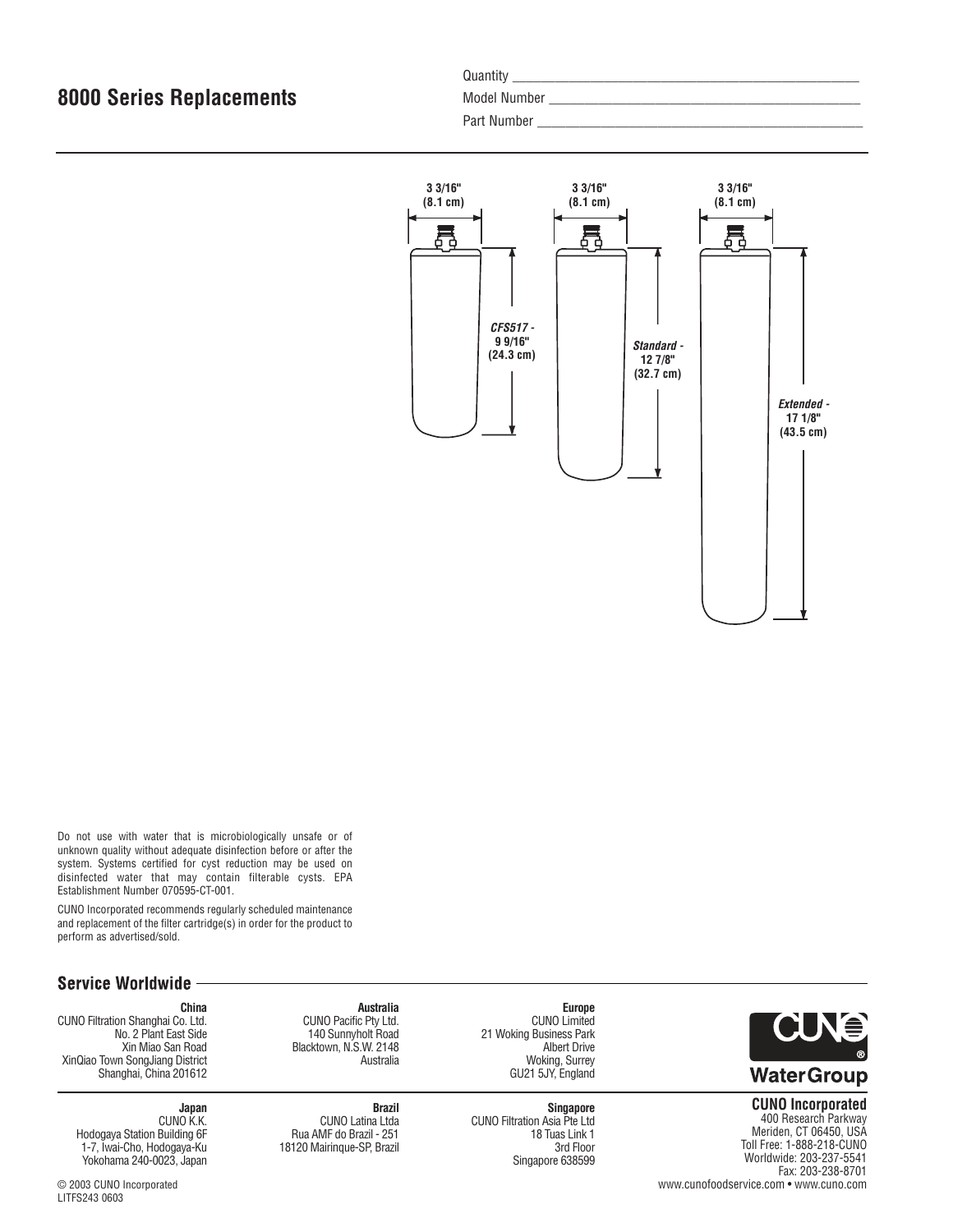## 8000 Series Replacements

Quantity ________________________________________

Model Number ________________________________________

Part Number ________________________________________

3 3/16"
(8.1 cm)

3 3/16"
(8.1 cm)

3 3/16"
(8.1 cm)

*CFS517 -*
9 9/16"
(24.3 cm)

*Standard -*
12 7/8"
(32.7 cm)

*Extended -*
17 1/8"
(43.5 cm)

Do not use with water that is microbiologically unsafe or of unknown quality without adequate disinfection before or after the system. Systems certified for cyst reduction may be used on disinfected water that may contain filterable cysts. EPA Establishment Number 070595-CT-001.

CUNO Incorporated recommends regularly scheduled maintenance and replacement of the filter cartridge(s) in order for the product to perform as advertised/sold.

### Service Worldwide

**China**
CUNO Filtration Shanghai Co. Ltd.
No. 2 Plant East Side
Xin Miao San Road
XinQiao Town SongJiang District
Shanghai, China 201612

**Australia**
CUNO Pacific Pty Ltd.
140 Sunnyholt Road
Blacktown, N.S.W. 2148
Australia

**Europe**
CUNO Limited
21 Woking Business Park
Albert Drive
Woking, Surrey
GU21 5JY, England

**Japan**
CUNO K.K.
Hodogaya Station Building 6F
1-7, Iwai-Cho, Hodogaya-Ku
Yokohama 240-0023, Japan

**Brazil**
CUNO Latina Ltda
Rua AMF do Brazil - 251
18120 Mairinque-SP, Brazil

**Singapore**
CUNO Filtration Asia Pte Ltd
18 Tuas Link 1
3rd Floor
Singapore 638599

CUNO®
WaterGroup

**CUNO Incorporated**
400 Research Parkway
Meriden, CT 06450, USA
Toll Free: 1-888-218-CUNO
Worldwide: 203-237-5541
Fax: 203-238-8701
www.cunofoodservice.com • www.cuno.com

© 2003 CUNO Incorporated
LITFS243 0603